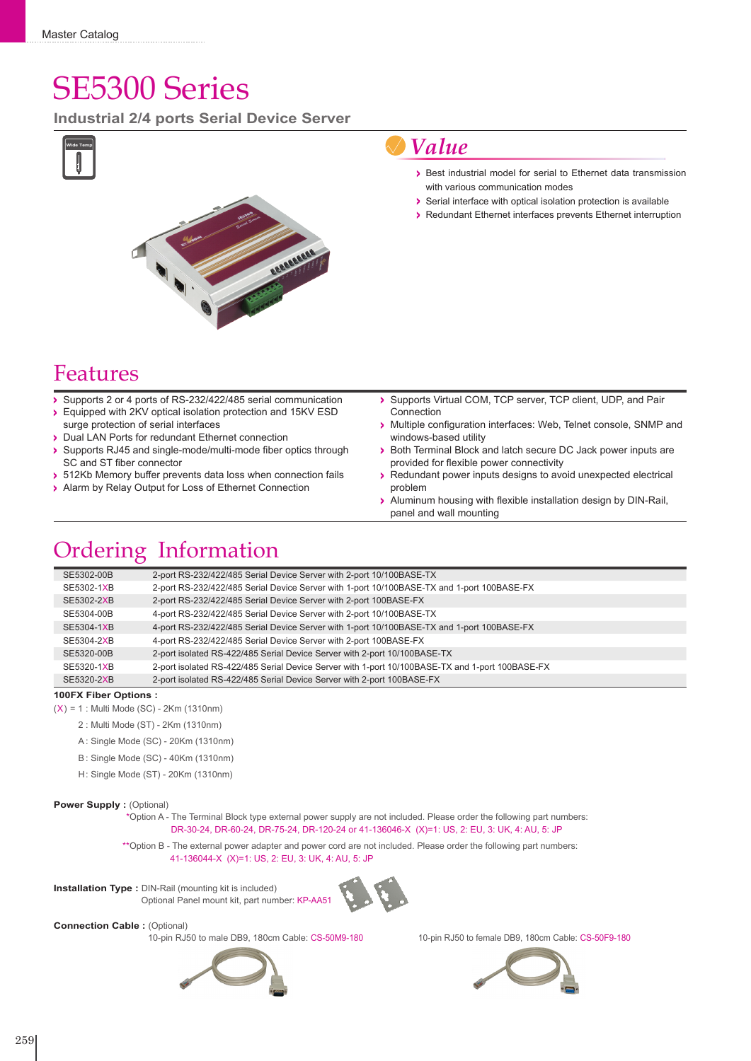# SE5300 Series

## Industrial 2/4 ports Serial Device Server

Wide Temp

## Value

- Best industrial model for serial to Ethernet data transmission with various communication modes
- Serial interface with optical isolation protection is available
- Redundant Ethernet interfaces prevents Ethernet interruption

## Features

- Supports 2 or 4 ports of RS-232/422/485 serial communication
- Equipped with 2KV optical isolation protection and 15KV ESD surge protection of serial interfaces
- Dual LAN Ports for redundant Ethernet connection
- Supports RJ45 and single-mode/multi-mode fiber optics through SC and ST fiber connector
- 512Kb Memory buffer prevents data loss when connection fails
- Alarm by Relay Output for Loss of Ethernet Connection
- Supports Virtual COM, TCP server, TCP client, UDP, and Pair Connection
- Multiple configuration interfaces: Web, Telnet console, SNMP and windows-based utility
- Both Terminal Block and latch secure DC Jack power inputs are provided for flexible power connectivity
- Redundant power inputs designs to avoid unexpected electrical problem
- Aluminum housing with flexible installation design by DIN-Rail, panel and wall mounting

## Ordering Information

| Model | Description |
|---|---|
| SE5302-00B | 2-port RS-232/422/485 Serial Device Server with 2-port 10/100BASE-TX |
| SE5302-1XB | 2-port RS-232/422/485 Serial Device Server with 1-port 10/100BASE-TX and 1-port 100BASE-FX |
| SE5302-2XB | 2-port RS-232/422/485 Serial Device Server with 2-port 100BASE-FX |
| SE5304-00B | 4-port RS-232/422/485 Serial Device Server with 2-port 10/100BASE-TX |
| SE5304-1XB | 4-port RS-232/422/485 Serial Device Server with 1-port 10/100BASE-TX and 1-port 100BASE-FX |
| SE5304-2XB | 4-port RS-232/422/485 Serial Device Server with 2-port 100BASE-FX |
| SE5320-00B | 2-port isolated RS-422/485 Serial Device Server with 2-port 10/100BASE-TX |
| SE5320-1XB | 2-port isolated RS-422/485 Serial Device Server with 1-port 10/100BASE-TX and 1-port 100BASE-FX |
| SE5320-2XB | 2-port isolated RS-422/485 Serial Device Server with 2-port 100BASE-FX |

**100FX Fiber Options :**

(X) = 1 : Multi Mode (SC) - 2Km (1310nm)

2 : Multi Mode (ST) - 2Km (1310nm)

A : Single Mode (SC) - 20Km (1310nm)

B : Single Mode (SC) - 40Km (1310nm)

H : Single Mode (ST) - 20Km (1310nm)

**Power Supply :** (Optional)

*Option A - The Terminal Block type external power supply are not included. Please order the following part numbers:
DR-30-24, DR-60-24, DR-75-24, DR-120-24 or 41-136046-X (X)=1: US, 2: EU, 3: UK, 4: AU, 5: JP

**Option B - The external power adapter and power cord are not included. Please order the following part numbers:
41-136044-X (X)=1: US, 2: EU, 3: UK, 4: AU, 5: JP

**Installation Type :** DIN-Rail (mounting kit is included)
Optional Panel mount kit, part number: KP-AA51

**Connection Cable :** (Optional)

10-pin RJ50 to male DB9, 180cm Cable: CS-50M9-180

10-pin RJ50 to female DB9, 180cm Cable: CS-50F9-180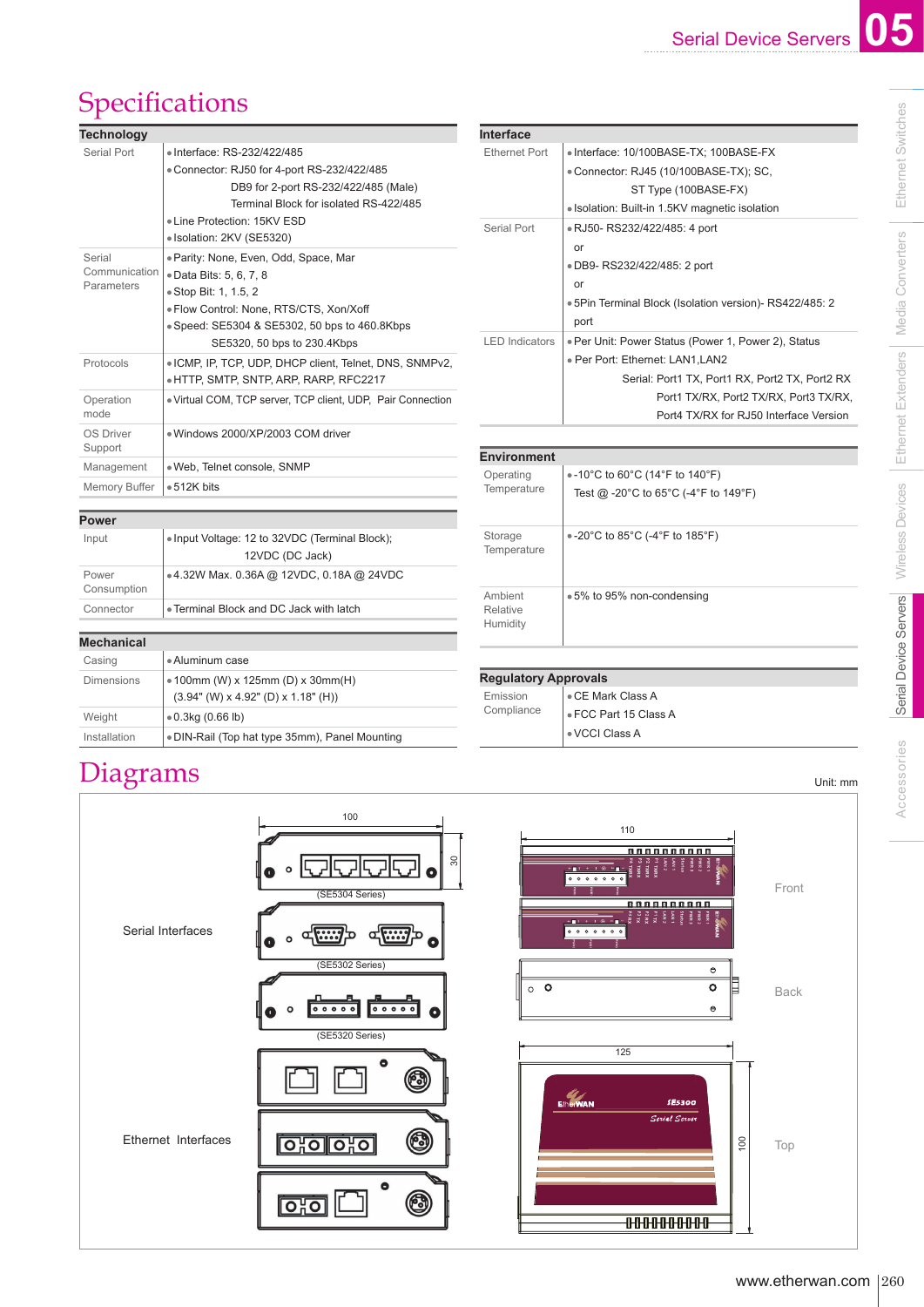# Specifications

| Technology | |
|---|---|
| Serial Port | • Interface: RS-232/422/485<br>• Connector: RJ50 for 4-port RS-232/422/485<br>DB9 for 2-port RS-232/422/485 (Male)<br>Terminal Block for isolated RS-422/485<br>• Line Protection: 15KV ESD<br>• Isolation: 2KV (SE5320) |
| Serial Communication Parameters | • Parity: None, Even, Odd, Space, Mar<br>• Data Bits: 5, 6, 7, 8<br>• Stop Bit: 1, 1.5, 2<br>• Flow Control: None, RTS/CTS, Xon/Xoff<br>• Speed: SE5304 & SE5302, 50 bps to 460.8Kbps<br>SE5320, 50 bps to 230.4Kbps |
| Protocols | • ICMP, IP, TCP, UDP, DHCP client, Telnet, DNS, SNMPv2,<br>• HTTP, SMTP, SNTP, ARP, RARP, RFC2217 |
| Operation mode | • Virtual COM, TCP server, TCP client, UDP, Pair Connection |
| OS Driver Support | • Windows 2000/XP/2003 COM driver |
| Management | • Web, Telnet console, SNMP |
| Memory Buffer | • 512K bits |

| Power | |
|---|---|
| Input | • Input Voltage: 12 to 32VDC (Terminal Block);<br>12VDC (DC Jack) |
| Power Consumption | • 4.32W Max. 0.36A @ 12VDC, 0.18A @ 24VDC |
| Connector | • Terminal Block and DC Jack with latch |

| Mechanical | |
|---|---|
| Casing | • Aluminum case |
| Dimensions | • 100mm (W) x 125mm (D) x 30mm(H)<br>(3.94" (W) x 4.92" (D) x 1.18" (H)) |
| Weight | • 0.3kg (0.66 lb) |
| Installation | • DIN-Rail (Top hat type 35mm), Panel Mounting |

| Interface | |
|---|---|
| Ethernet Port | • Interface: 10/100BASE-TX; 100BASE-FX<br>• Connector: RJ45 (10/100BASE-TX); SC,<br>ST Type (100BASE-FX)<br>• Isolation: Built-in 1.5KV magnetic isolation |
| Serial Port | • RJ50- RS232/422/485: 4 port<br>or<br>• DB9- RS232/422/485: 2 port<br>or<br>• 5Pin Terminal Block (Isolation version)- RS422/485: 2 port |
| LED Indicators | • Per Unit: Power Status (Power 1, Power 2), Status<br>• Per Port: Ethernet: LAN1,LAN2<br>Serial: Port1 TX, Port1 RX, Port2 TX, Port2 RX<br>Port1 TX/RX, Port2 TX/RX, Port3 TX/RX,<br>Port4 TX/RX for RJ50 Interface Version |

| Environment | |
|---|---|
| Operating Temperature | • -10°C to 60°C (14°F to 140°F)<br>Test @ -20°C to 65°C (-4°F to 149°F) |
| Storage Temperature | • -20°C to 85°C (-4°F to 185°F) |
| Ambient Relative Humidity | • 5% to 95% non-condensing |

| Regulatory Approvals | |
|---|---|
| Emission Compliance | • CE Mark Class A<br>• FCC Part 15 Class A<br>• VCCI Class A |

# Diagrams

Unit: mm

Serial Interfaces

100

30

(SE5304 Series)

(SE5302 Series)

(SE5320 Series)

Ethernet Interfaces

110

Front

Back

125

100

Top